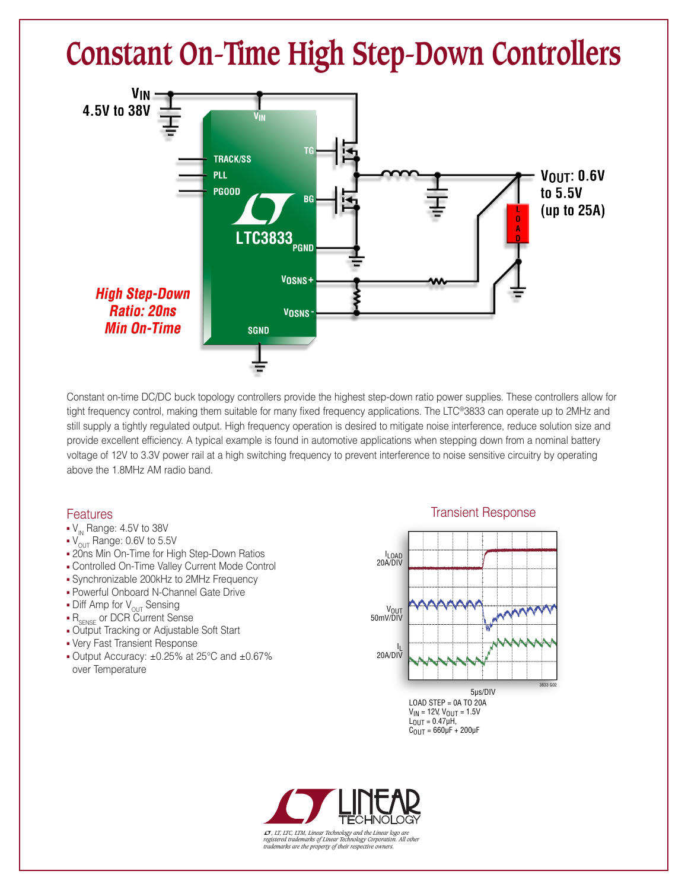# Constant On-Time High Step-Down Controllers

$V_{IN}$ 4.5V to 38V

$V_{OUT}$: 0.6V to 5.5V (up to 25A)

*High Step-Down Ratio: 20ns Min On-Time*

Constant on-time DC/DC buck topology controllers provide the highest step-down ratio power supplies. These controllers allow for tight frequency control, making them suitable for many fixed frequency applications. The LTC®3833 can operate up to 2MHz and still supply a tightly regulated output. High frequency operation is desired to mitigate noise interference, reduce solution size and provide excellent efficiency. A typical example is found in automotive applications when stepping down from a nominal battery voltage of 12V to 3.3V power rail at a high switching frequency to prevent interference to noise sensitive circuitry by operating above the 1.8MHz AM radio band.

## Features

- $V_{IN}$ Range: 4.5V to 38V
- $V_{OUT}$ Range: 0.6V to 5.5V
- 20ns Min On-Time for High Step-Down Ratios
- Controlled On-Time Valley Current Mode Control
- Synchronizable 200kHz to 2MHz Frequency
- Powerful Onboard N-Channel Gate Drive
- Diff Amp for $V_{OUT}$ Sensing
- $R_{SENSE}$ or DCR Current Sense
- Output Tracking or Adjustable Soft Start
- Very Fast Transient Response
- Output Accuracy: ±0.25% at 25°C and ±0.67% over Temperature

## Transient Response

LOAD STEP = 0A TO 20A
$V_{IN}$ = 12V, $V_{OUT}$ = 1.5V
$L_{OUT}$ = 0.47µH,
$C_{OUT}$ = 660µF + 200µF

LT, LTC, LTM, Linear Technology and the Linear logo are registered trademarks of Linear Technology Corporation. All other trademarks are the property of their respective owners.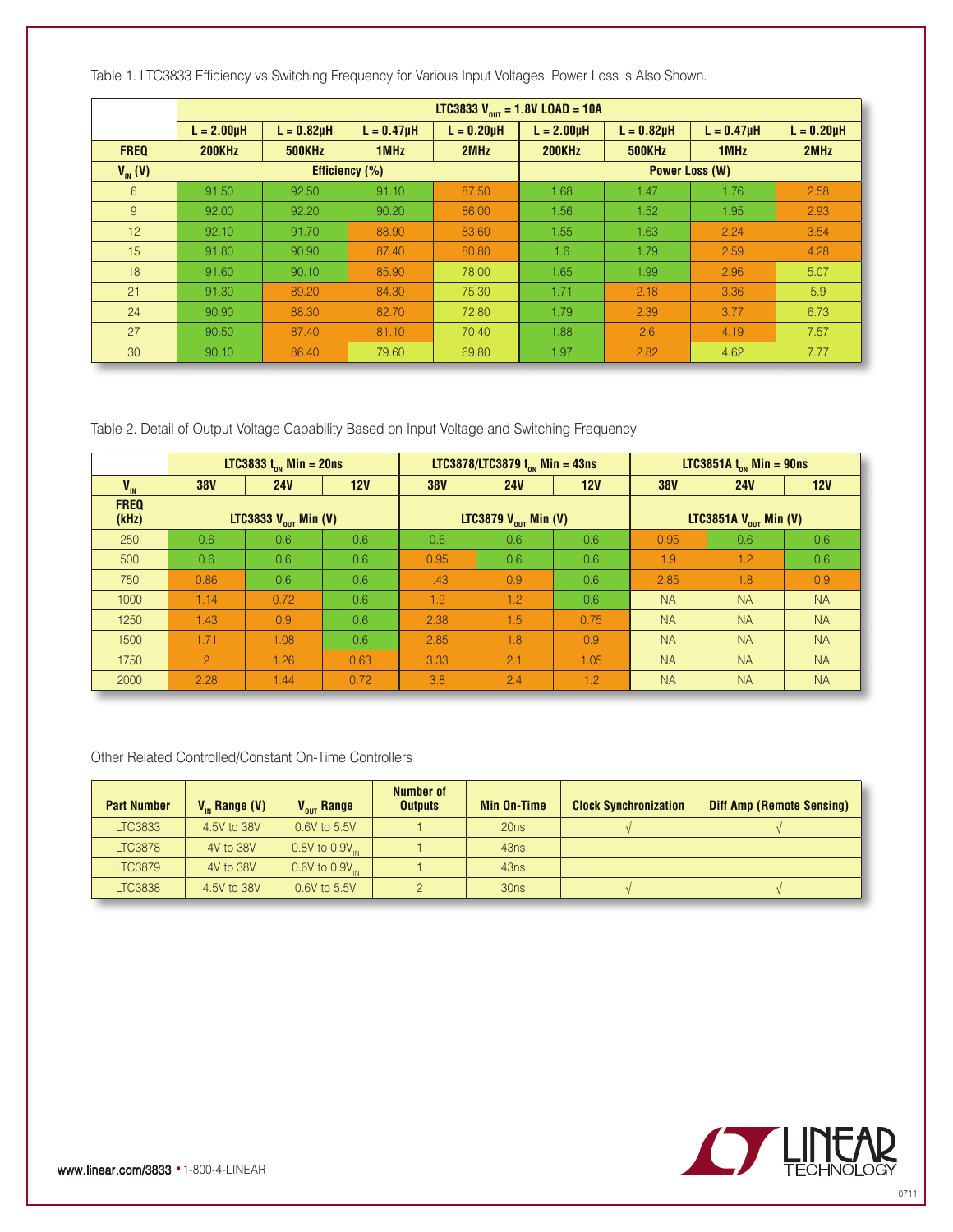Table 1. LTC3833 Efficiency vs Switching Frequency for Various Input Voltages. Power Loss is Also Shown.

| | LTC3833 $V_{OUT}$ = 1.8V LOAD = 10A | | | | | | | |
|---|---|---|---|---|---|---|---|---|
| | L = 2.00µH | L = 0.82µH | L = 0.47µH | L = 0.20µH | L = 2.00µH | L = 0.82µH | L = 0.47µH | L = 0.20µH |
| **FREQ** | **200KHz** | **500KHz** | **1MHz** | **2MHz** | **200KHz** | **500KHz** | **1MHz** | **2MHz** |
| **$V_{IN}$ (V)** | **Efficiency (%)** | | | | **Power Loss (W)** | | | |
| 6 | 91.50 | 92.50 | 91.10 | 87.50 | 1.68 | 1.47 | 1.76 | 2.58 |
| 9 | 92.00 | 92.20 | 90.20 | 86.00 | 1.56 | 1.52 | 1.95 | 2.93 |
| 12 | 92.10 | 91.70 | 88.90 | 83.60 | 1.55 | 1.63 | 2.24 | 3.54 |
| 15 | 91.80 | 90.90 | 87.40 | 80.80 | 1.6 | 1.79 | 2.59 | 4.28 |
| 18 | 91.60 | 90.10 | 85.90 | 78.00 | 1.65 | 1.99 | 2.96 | 5.07 |
| 21 | 91.30 | 89.20 | 84.30 | 75.30 | 1.71 | 2.18 | 3.36 | 5.9 |
| 24 | 90.90 | 88.30 | 82.70 | 72.80 | 1.79 | 2.39 | 3.77 | 6.73 |
| 27 | 90.50 | 87.40 | 81.10 | 70.40 | 1.88 | 2.6 | 4.19 | 7.57 |
| 30 | 90.10 | 86.40 | 79.60 | 69.80 | 1.97 | 2.82 | 4.62 | 7.77 |

Table 2. Detail of Output Voltage Capability Based on Input Voltage and Switching Frequency

| | LTC3833 $t_{ON}$ Min = 20ns | | | LTC3878/LTC3879 $t_{ON}$ Min = 43ns | | | LTC3851A $t_{ON}$ Min = 90ns | | |
|---|---|---|---|---|---|---|---|---|---|
| **$V_{IN}$** | **38V** | **24V** | **12V** | **38V** | **24V** | **12V** | **38V** | **24V** | **12V** |
| **FREQ (kHz)** | **LTC3833 $V_{OUT}$ Min (V)** | | | **LTC3879 $V_{OUT}$ Min (V)** | | | **LTC3851A $V_{OUT}$ Min (V)** | | |
| 250 | 0.6 | 0.6 | 0.6 | 0.6 | 0.6 | 0.6 | 0.95 | 0.6 | 0.6 |
| 500 | 0.6 | 0.6 | 0.6 | 0.95 | 0.6 | 0.6 | 1.9 | 1.2 | 0.6 |
| 750 | 0.86 | 0.6 | 0.6 | 1.43 | 0.9 | 0.6 | 2.85 | 1.8 | 0.9 |
| 1000 | 1.14 | 0.72 | 0.6 | 1.9 | 1.2 | 0.6 | NA | NA | NA |
| 1250 | 1.43 | 0.9 | 0.6 | 2.38 | 1.5 | 0.75 | NA | NA | NA |
| 1500 | 1.71 | 1.08 | 0.6 | 2.85 | 1.8 | 0.9 | NA | NA | NA |
| 1750 | 2 | 1.26 | 0.63 | 3.33 | 2.1 | 1.05 | NA | NA | NA |
| 2000 | 2.28 | 1.44 | 0.72 | 3.8 | 2.4 | 1.2 | NA | NA | NA |

Other Related Controlled/Constant On-Time Controllers

| Part Number | $V_{IN}$ Range (V) | $V_{OUT}$ Range | Number of Outputs | Min On-Time | Clock Synchronization | Diff Amp (Remote Sensing) |
|---|---|---|---|---|---|---|
| LTC3833 | 4.5V to 38V | 0.6V to 5.5V | 1 | 20ns | √ | √ |
| LTC3878 | 4V to 38V | 0.8V to $0.9V_{IN}$ | 1 | 43ns | | |
| LTC3879 | 4V to 38V | 0.6V to $0.9V_{IN}$ | 1 | 43ns | | |
| LTC3838 | 4.5V to 38V | 0.6V to 5.5V | 2 | 30ns | √ | √ |

www.linear.com/3833 ▪ 1-800-4-LINEAR

LINEAR TECHNOLOGY

0711